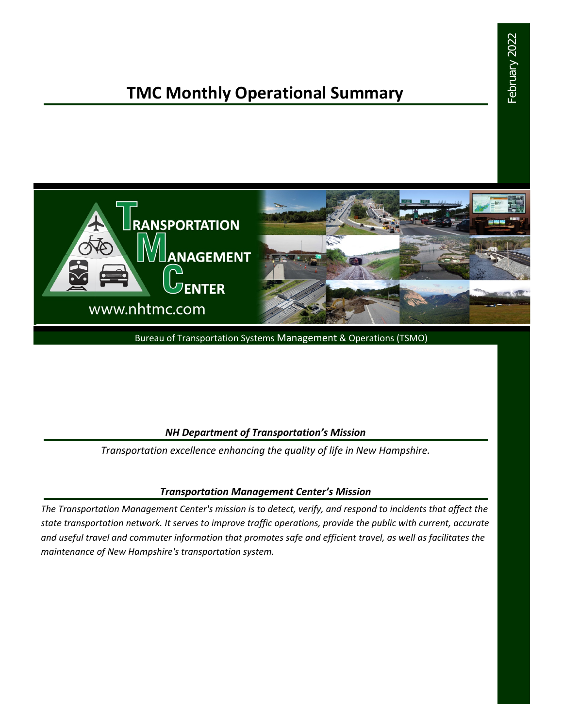February 2022

# TMC Monthly Operational Summary

TRANSPORTATION MANAGEMENT CENTER

www.nhtmc.com

Bureau of Transportation Systems Management & Operations (TSMO)

### *NH Department of Transportation's Mission*

*Transportation excellence enhancing the quality of life in New Hampshire.*

### *Transportation Management Center's Mission*

*The Transportation Management Center's mission is to detect, verify, and respond to incidents that affect the state transportation network. It serves to improve traffic operations, provide the public with current, accurate and useful travel and commuter information that promotes safe and efficient travel, as well as facilitates the maintenance of New Hampshire's transportation system.*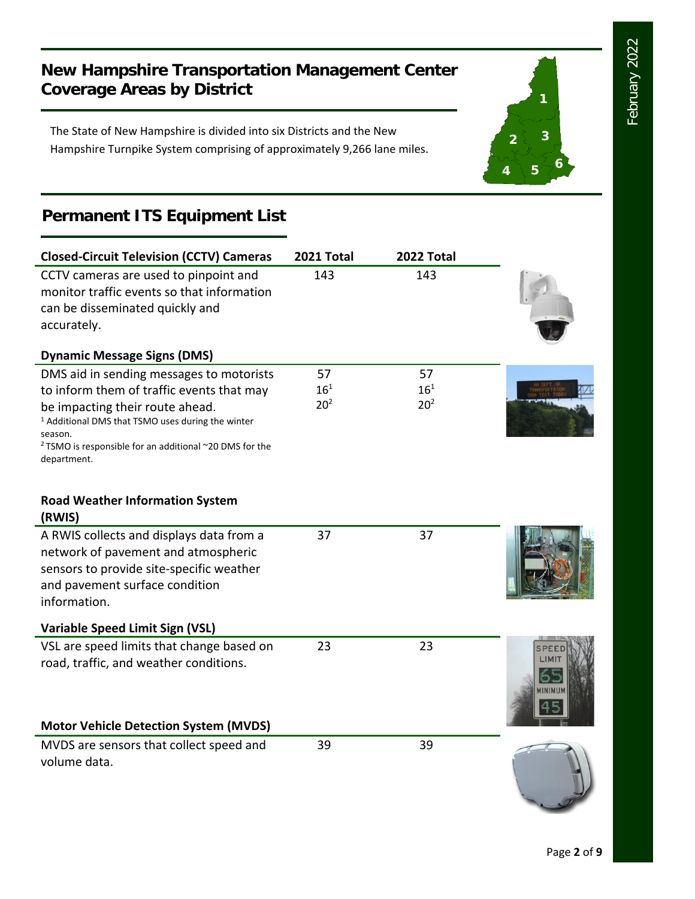# New Hampshire Transportation Management Center Coverage Areas by District

The State of New Hampshire is divided into six Districts and the New Hampshire Turnpike System comprising of approximately 9,266 lane miles.

## Permanent ITS Equipment List

| Closed-Circuit Television (CCTV) Cameras | 2021 Total | 2022 Total |
|---|---|---|
| CCTV cameras are used to pinpoint and monitor traffic events so that information can be disseminated quickly and accurately. | 143 | 143 |
| **Dynamic Message Signs (DMS)** | | |
| DMS aid in sending messages to motorists to inform them of traffic events that may be impacting their route ahead. | 57<br>16[1]<br>20[2] | 57<br>16[1]<br>20[2] |
| **Road Weather Information System (RWIS)** | | |
| A RWIS collects and displays data from a network of pavement and atmospheric sensors to provide site-specific weather and pavement surface condition information. | 37 | 37 |
| **Variable Speed Limit Sign (VSL)** | | |
| VSL are speed limits that change based on road, traffic, and weather conditions. | 23 | 23 |
| **Motor Vehicle Detection System (MVDS)** | | |
| MVDS are sensors that collect speed and volume data. | 39 | 39 |

[1] Additional DMS that TSMO uses during the winter season.

[2] TSMO is responsible for an additional ~20 DMS for the department.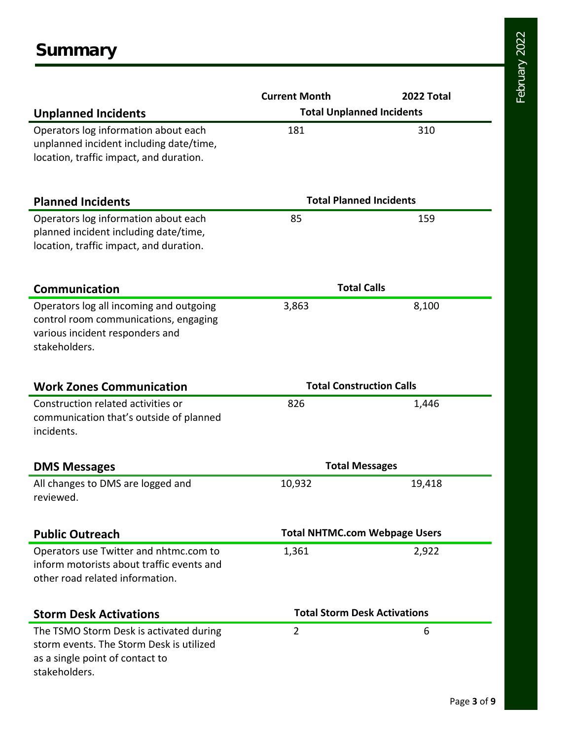# Summary

| | Current Month | 2022 Total |
|---|---|---|
| **Unplanned Incidents** | **Total Unplanned Incidents** | |
| Operators log information about each unplanned incident including date/time, location, traffic impact, and duration. | 181 | 310 |
| **Planned Incidents** | **Total Planned Incidents** | |
| Operators log information about each planned incident including date/time, location, traffic impact, and duration. | 85 | 159 |
| **Communication** | **Total Calls** | |
| Operators log all incoming and outgoing control room communications, engaging various incident responders and stakeholders. | 3,863 | 8,100 |
| **Work Zones Communication** | **Total Construction Calls** | |
| Construction related activities or communication that's outside of planned incidents. | 826 | 1,446 |
| **DMS Messages** | **Total Messages** | |
| All changes to DMS are logged and reviewed. | 10,932 | 19,418 |
| **Public Outreach** | **Total NHTMC.com Webpage Users** | |
| Operators use Twitter and nhtmc.com to inform motorists about traffic events and other road related information. | 1,361 | 2,922 |
| **Storm Desk Activations** | **Total Storm Desk Activations** | |
| The TSMO Storm Desk is activated during storm events. The Storm Desk is utilized as a single point of contact to stakeholders. | 2 | 6 |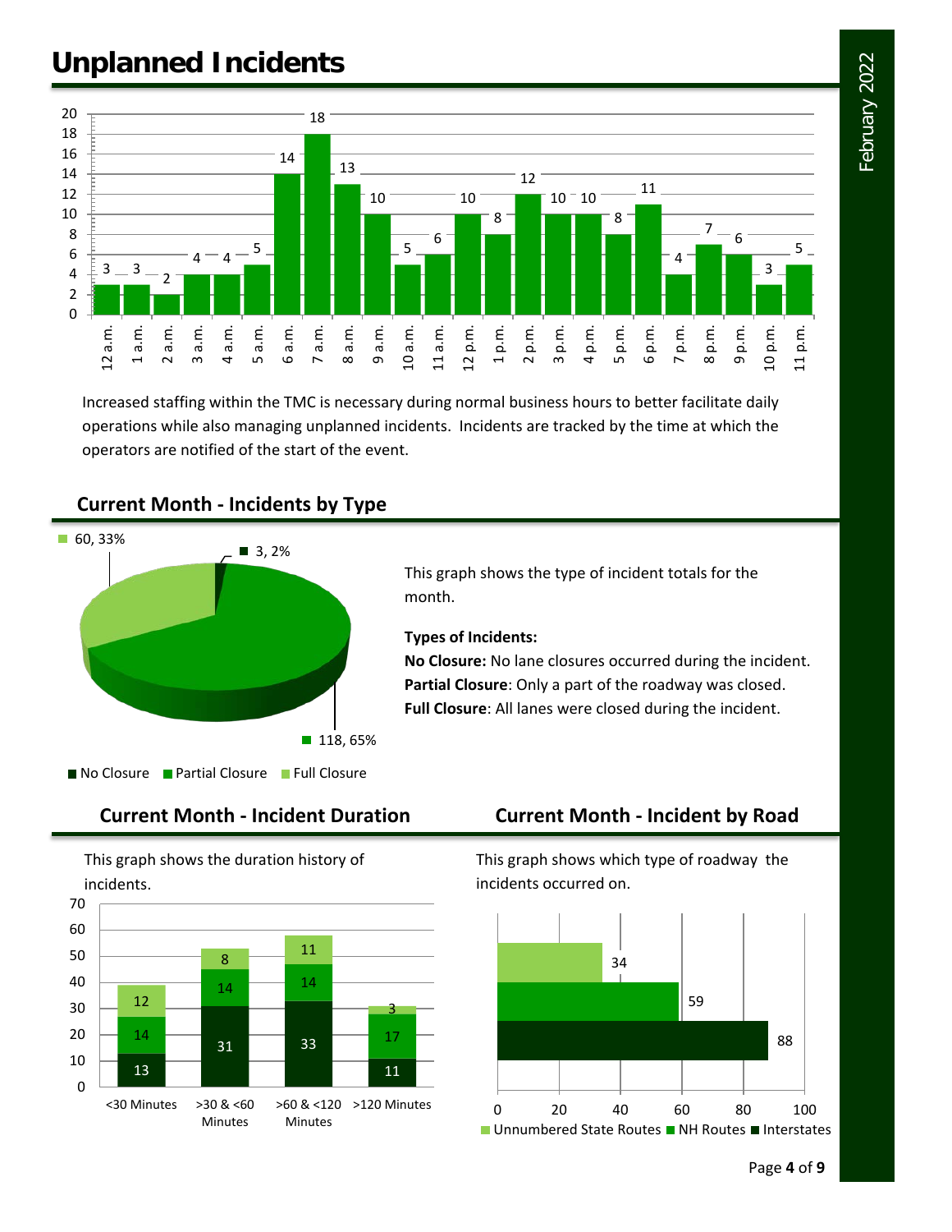# Unplanned Incidents

| Hour | 12 a.m. | 1 a.m. | 2 a.m. | 3 a.m. | 4 a.m. | 5 a.m. | 6 a.m. | 7 a.m. | 8 a.m. | 9 a.m. | 10 a.m. | 11 a.m. | 12 p.m. | 1 p.m. | 2 p.m. | 3 p.m. | 4 p.m. | 5 p.m. | 6 p.m. | 7 p.m. | 8 p.m. | 9 p.m. | 10 p.m. | 11 p.m. |
|---|---|---|---|---|---|---|---|---|---|---|---|---|---|---|---|---|---|---|---|---|---|---|---|---|
| Incidents | 3 | 3 | 2 | 4 | 4 | 5 | 14 | 18 | 13 | 10 | 5 | 6 | 10 | 8 | 12 | 10 | 10 | 8 | 11 | 4 | 7 | 6 | 3 | 5 |

Increased staffing within the TMC is necessary during normal business hours to better facilitate daily operations while also managing unplanned incidents. Incidents are tracked by the time at which the operators are notified of the start of the event.

## Current Month - Incidents by Type

| Type | Count | Percent |
|---|---|---|
| No Closure | 3 | 2% |
| Partial Closure | 118 | 65% |
| Full Closure | 60 | 33% |

This graph shows the type of incident totals for the month.

**Types of Incidents:**

**No Closure:** No lane closures occurred during the incident.

**Partial Closure**: Only a part of the roadway was closed.

**Full Closure**: All lanes were closed during the incident.

## Current Month - Incident Duration

This graph shows the duration history of incidents.

| Duration | No Closure | Partial Closure | Full Closure |
|---|---|---|---|
| <30 Minutes | 13 | 14 | 12 |
| >30 & <60 Minutes | 31 | 14 | 8 |
| >60 & <120 Minutes | 33 | 14 | 11 |
| >120 Minutes | 11 | 17 | 3 |

## Current Month - Incident by Road

This graph shows which type of roadway the incidents occurred on.

| Road Type | Incidents |
|---|---|
| Unnumbered State Routes | 34 |
| NH Routes | 59 |
| Interstates | 88 |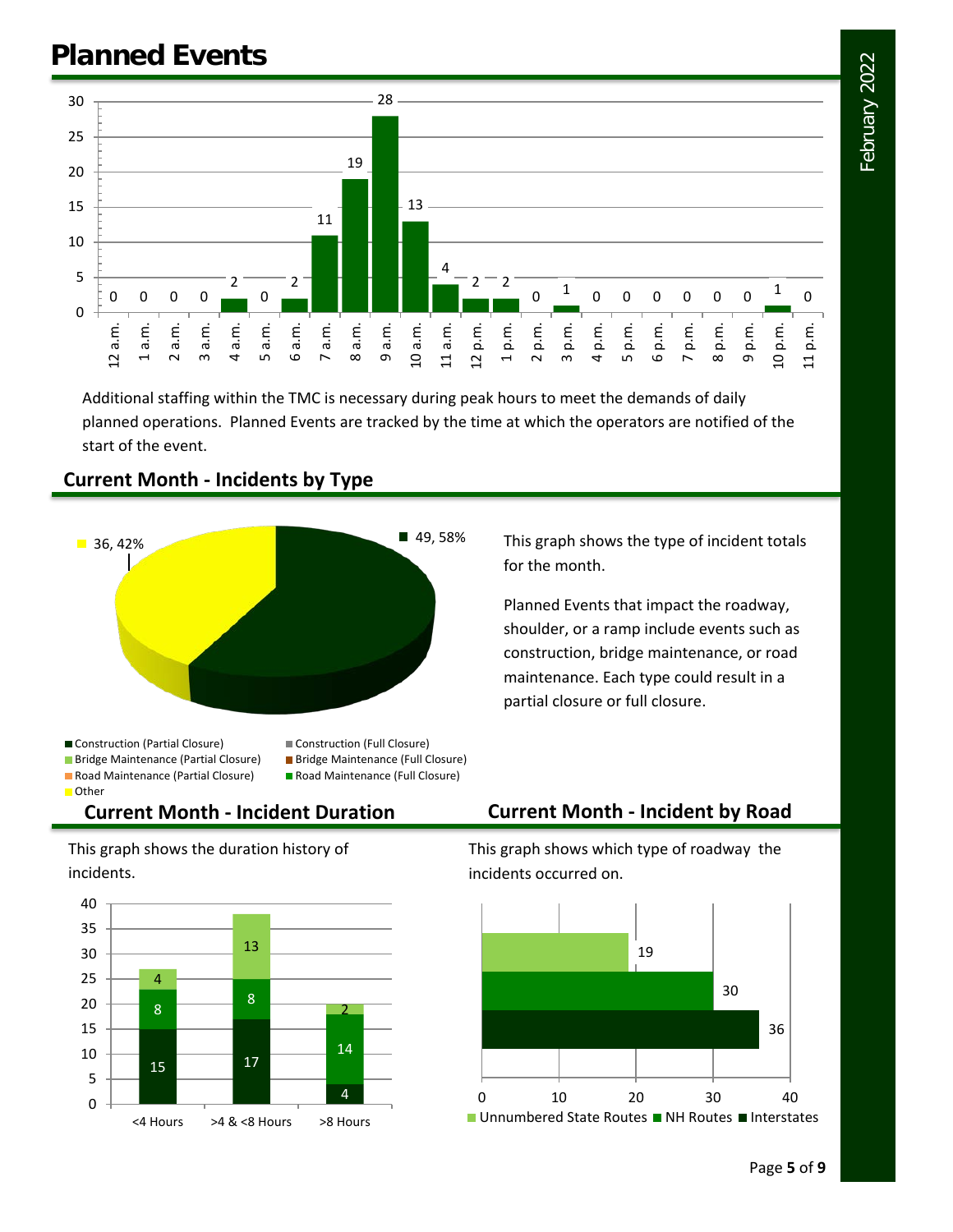# Planned Events

| Hour | Planned Events |
| --- | --- |
| 12 a.m. | 0 |
| 1 a.m. | 0 |
| 2 a.m. | 0 |
| 3 a.m. | 0 |
| 4 a.m. | 2 |
| 5 a.m. | 0 |
| 6 a.m. | 2 |
| 7 a.m. | 11 |
| 8 a.m. | 19 |
| 9 a.m. | 28 |
| 10 a.m. | 13 |
| 11 a.m. | 4 |
| 12 p.m. | 2 |
| 1 p.m. | 2 |
| 2 p.m. | 0 |
| 3 p.m. | 1 |
| 4 p.m. | 0 |
| 5 p.m. | 0 |
| 6 p.m. | 0 |
| 7 p.m. | 0 |
| 8 p.m. | 0 |
| 9 p.m. | 0 |
| 10 p.m. | 1 |
| 11 p.m. | 0 |

Additional staffing within the TMC is necessary during peak hours to meet the demands of daily planned operations. Planned Events are tracked by the time at which the operators are notified of the start of the event.

## Current Month - Incidents by Type

| Type | Count, % |
| --- | --- |
| Construction (Partial Closure) | 49, 58% |
| Other | 36, 42% |

Legend: Construction (Partial Closure), Construction (Full Closure), Bridge Maintenance (Partial Closure), Bridge Maintenance (Full Closure), Road Maintenance (Partial Closure), Road Maintenance (Full Closure), Other

This graph shows the type of incident totals for the month.

Planned Events that impact the roadway, shoulder, or a ramp include events such as construction, bridge maintenance, or road maintenance. Each type could result in a partial closure or full closure.

## Current Month - Incident Duration

This graph shows the duration history of incidents.

| Duration | Interstates | NH Routes | Unnumbered State Routes |
| --- | --- | --- | --- |
| <4 Hours | 15 | 8 | 4 |
| >4 & <8 Hours | 17 | 8 | 13 |
| >8 Hours | 4 | 14 | 2 |

## Current Month - Incident by Road

This graph shows which type of roadway the incidents occurred on.

| Road Type | Incidents |
| --- | --- |
| Unnumbered State Routes | 19 |
| NH Routes | 30 |
| Interstates | 36 |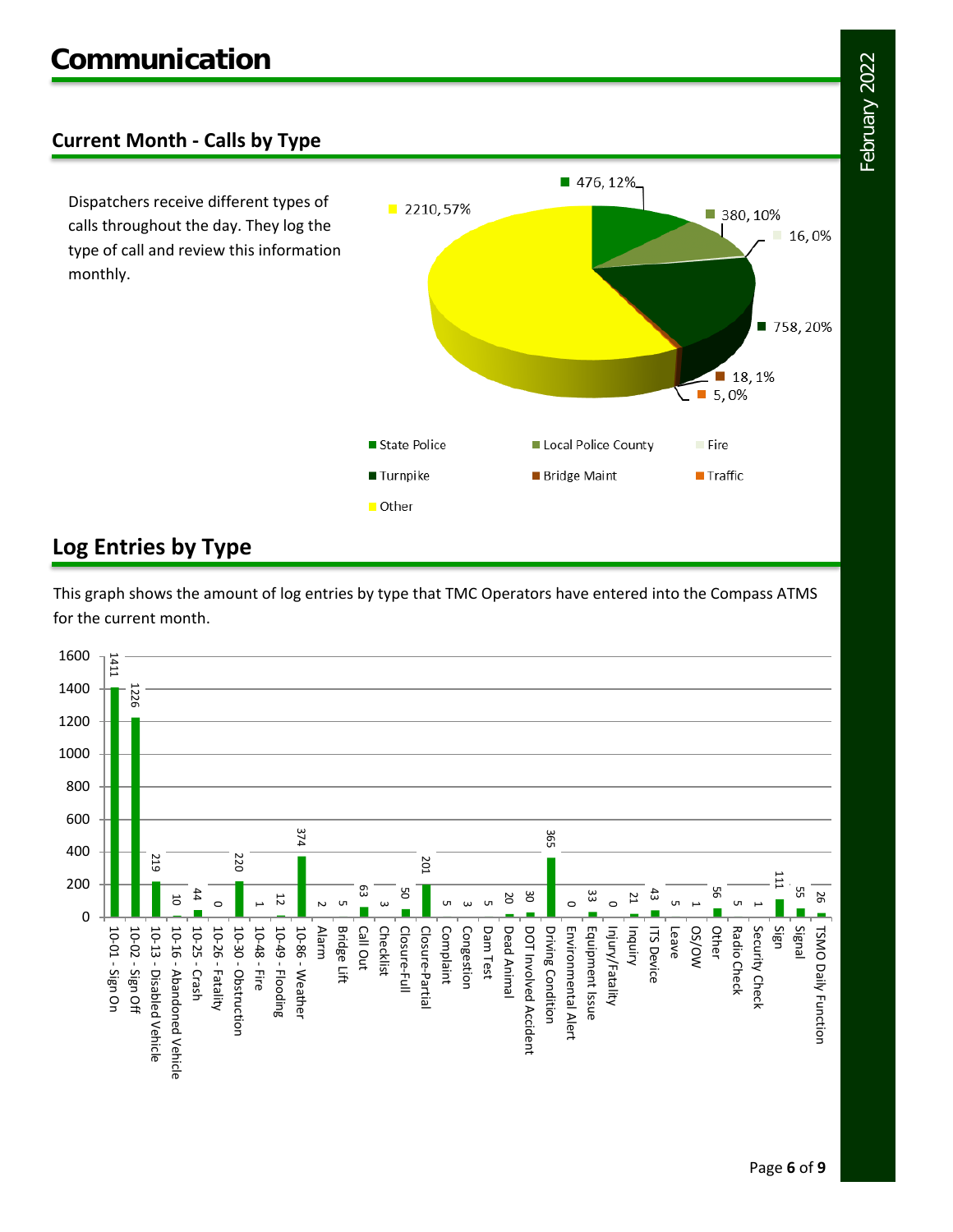# Communication

## Current Month - Calls by Type

Dispatchers receive different types of calls throughout the day. They log the type of call and review this information monthly.

| Call Type | Count | Percent |
|---|---|---|
| State Police | 476 | 12% |
| Local Police County | 380 | 10% |
| Fire | 16 | 0% |
| Turnpike | 758 | 20% |
| Bridge Maint | 18 | 1% |
| Traffic | 5 | 0% |
| Other | 2210 | 57% |

## Log Entries by Type

This graph shows the amount of log entries by type that TMC Operators have entered into the Compass ATMS for the current month.

| Log Entry Type | Count |
|---|---|
| 10-01 - Sign On | 1411 |
| 10-02 - Sign Off | 1226 |
| 10-13 - Disabled Vehicle | 219 |
| 10-16 - Abandoned Vehicle | 10 |
| 10-25 - Crash | 44 |
| 10-26 - Fatality | 0 |
| 10-30 - Obstruction | 220 |
| 10-48 - Fire | 1 |
| 10-49 - Flooding | 12 |
| 10-86 - Weather | 374 |
| Alarm | 2 |
| Bridge Lift | 5 |
| Call Out | 63 |
| Checklist | 3 |
| Closure-Full | 50 |
| Closure-Partial | 201 |
| Complaint | 5 |
| Congestion | 3 |
| Dam Test | 5 |
| Dead Animal | 20 |
| DOT Involved Accident | 30 |
| Driving Condition | 365 |
| Environmental Alert | 0 |
| Equipment Issue | 33 |
| Injury/Fatality | 0 |
| Inquiry | 21 |
| ITS Device | 43 |
| Leave | 5 |
| OS/OW | 1 |
| Other | 56 |
| Radio Check | 5 |
| Security Check | 1 |
| Sign | 111 |
| Signal | 55 |
| TSMO Daily Function | 26 |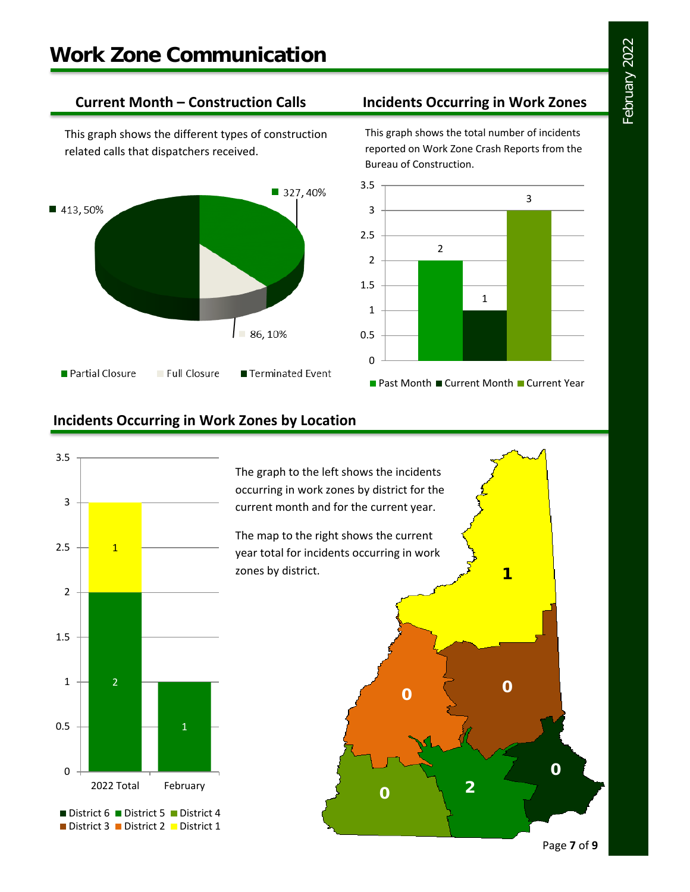# Work Zone Communication

## Current Month – Construction Calls

This graph shows the different types of construction related calls that dispatchers received.

| Call Type | Count | Percent |
|---|---|---|
| Partial Closure | 327 | 40% |
| Full Closure | 86 | 10% |
| Terminated Event | 413 | 50% |

## Incidents Occurring in Work Zones

This graph shows the total number of incidents reported on Work Zone Crash Reports from the Bureau of Construction.

| Period | Incidents |
|---|---|
| Past Month | 2 |
| Current Month | 1 |
| Current Year | 3 |

## Incidents Occurring in Work Zones by Location

The graph to the left shows the incidents occurring in work zones by district for the current month and for the current year.

The map to the right shows the current year total for incidents occurring in work zones by district.

| District | 2022 Total | February |
|---|---|---|
| District 5 | 2 | 1 |
| District 1 | 1 | |

| District | Current Year Total (Map) |
|---|---|
| District 1 | 1 |
| District 2 | 0 |
| District 3 | 0 |
| District 4 | 0 |
| District 5 | 2 |
| District 6 | 0 |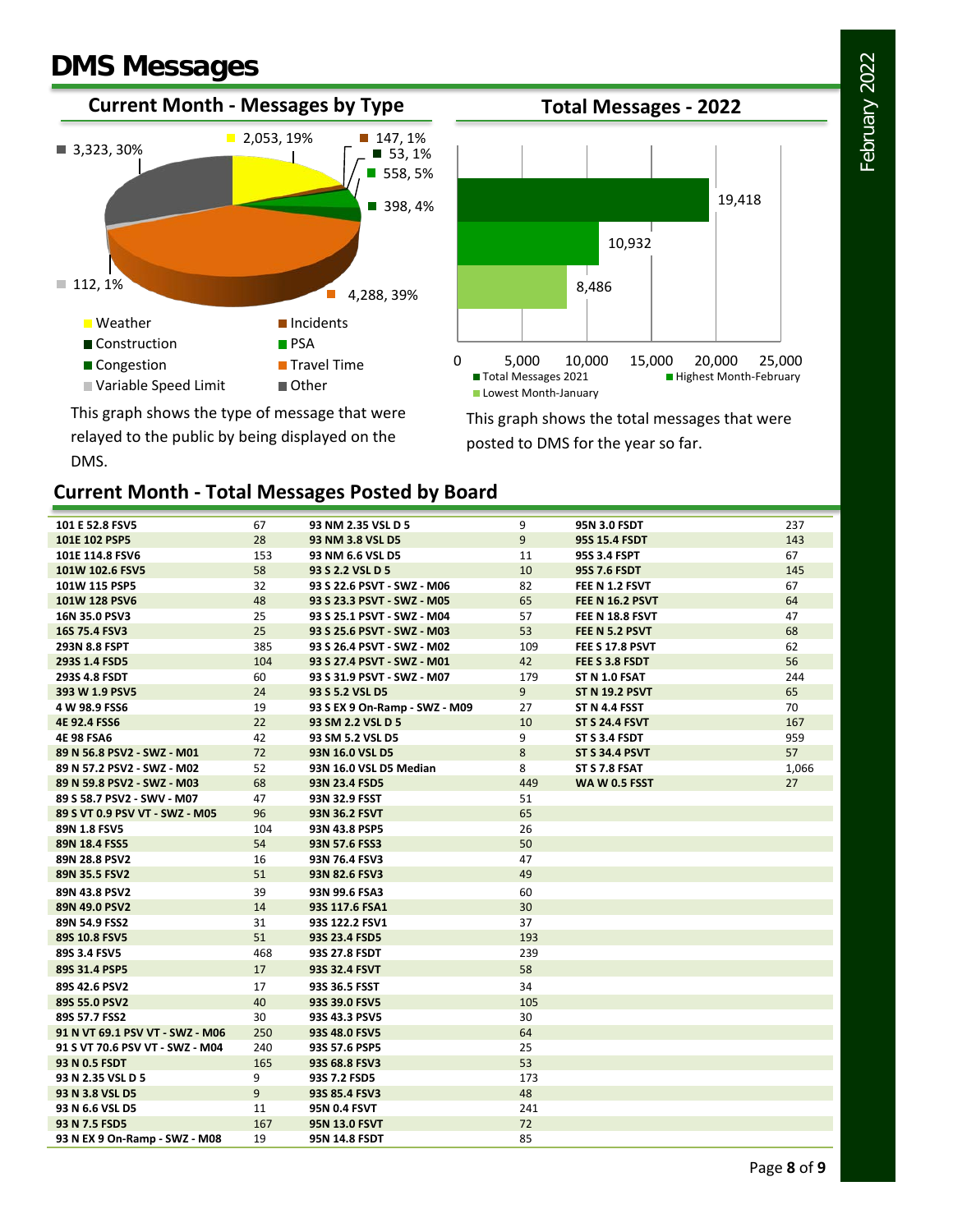# DMS Messages

## Current Month - Messages by Type

- 3,323, 30%
- 2,053, 19%
- 147, 1%
- 53, 1%
- 558, 5%
- 398, 4%
- 112, 1%
- 4,288, 39%

Legend: Weather, Incidents, Construction, PSA, Congestion, Travel Time, Variable Speed Limit, Other

This graph shows the type of message that were relayed to the public by being displayed on the DMS.

## Total Messages - 2022

- Total Messages 2021: 19,418
- Highest Month-February: 10,932
- Lowest Month-January: 8,486

Axis: 0, 5,000, 10,000, 15,000, 20,000, 25,000

This graph shows the total messages that were posted to DMS for the year so far.

## Current Month - Total Messages Posted by Board

| Board | Messages | Board | Messages | Board | Messages |
|---|---|---|---|---|---|
| 101 E 52.8 FSV5 | 67 | 93 NM 2.35 VSL D 5 | 9 | 95N 3.0 FSDT | 237 |
| 101E 102 PSP5 | 28 | 93 NM 3.8 VSL D5 | 9 | 95S 15.4 FSDT | 143 |
| 101E 114.8 FSV6 | 153 | 93 NM 6.6 VSL D5 | 11 | 95S 3.4 FSPT | 67 |
| 101W 102.6 FSV5 | 58 | 93 S 2.2 VSL D 5 | 10 | 95S 7.6 FSDT | 145 |
| 101W 115 PSP5 | 32 | 93 S 22.6 PSVT - SWZ - M06 | 82 | FEE N 1.2 FSVT | 67 |
| 101W 128 PSV6 | 48 | 93 S 23.3 PSVT - SWZ - M05 | 65 | FEE N 16.2 PSVT | 64 |
| 16N 35.0 PSV3 | 25 | 93 S 25.1 PSVT - SWZ - M04 | 57 | FEE N 18.8 FSVT | 47 |
| 16S 75.4 FSV3 | 25 | 93 S 25.6 PSVT - SWZ - M03 | 53 | FEE N 5.2 PSVT | 68 |
| 293N 8.8 FSPT | 385 | 93 S 26.4 PSVT - SWZ - M02 | 109 | FEE S 17.8 PSVT | 62 |
| 293S 1.4 FSD5 | 104 | 93 S 27.4 PSVT - SWZ - M01 | 42 | FEE S 3.8 FSDT | 56 |
| 293S 4.8 FSDT | 60 | 93 S 31.9 PSVT - SWZ - M07 | 179 | ST N 1.0 FSAT | 244 |
| 393 W 1.9 PSV5 | 24 | 93 S 5.2 VSL D5 | 9 | ST N 19.2 PSVT | 65 |
| 4 W 98.9 FSS6 | 19 | 93 S EX 9 On-Ramp - SWZ - M09 | 27 | ST N 4.4 FSST | 70 |
| 4E 92.4 FSS6 | 22 | 93 SM 2.2 VSL D 5 | 10 | ST S 24.4 FSVT | 167 |
| 4E 98 FSA6 | 42 | 93 SM 5.2 VSL D5 | 9 | ST S 3.4 FSDT | 959 |
| 89 N 56.8 PSV2 - SWZ - M01 | 72 | 93N 16.0 VSL D5 | 8 | ST S 34.4 PSVT | 57 |
| 89 N 57.2 PSV2 - SWZ - M02 | 52 | 93N 16.0 VSL D5 Median | 8 | ST S 7.8 FSAT | 1,066 |
| 89 N 59.8 PSV2 - SWZ - M03 | 68 | 93N 23.4 FSD5 | 449 | WA W 0.5 FSST | 27 |
| 89 S 58.7 PSV2 - SWV - M07 | 47 | 93N 32.9 FSST | 51 | | |
| 89 S VT 0.9 PSV VT - SWZ - M05 | 96 | 93N 36.2 FSVT | 65 | | |
| 89N 1.8 FSV5 | 104 | 93N 43.8 PSP5 | 26 | | |
| 89N 18.4 FSS5 | 54 | 93N 57.6 FSS3 | 50 | | |
| 89N 28.8 PSV2 | 16 | 93N 76.4 FSV3 | 47 | | |
| 89N 35.5 FSV2 | 51 | 93N 82.6 FSV3 | 49 | | |
| 89N 43.8 PSV2 | 39 | 93N 99.6 FSA3 | 60 | | |
| 89N 49.0 PSV2 | 14 | 93S 117.6 FSA1 | 30 | | |
| 89N 54.9 FSS2 | 31 | 93S 122.2 FSV1 | 37 | | |
| 89S 10.8 FSV5 | 51 | 93S 23.4 FSD5 | 193 | | |
| 89S 3.4 FSV5 | 468 | 93S 27.8 FSDT | 239 | | |
| 89S 31.4 PSP5 | 17 | 93S 32.4 FSVT | 58 | | |
| 89S 42.6 PSV2 | 17 | 93S 36.5 FSST | 34 | | |
| 89S 55.0 PSV2 | 40 | 93S 39.0 FSV5 | 105 | | |
| 89S 57.7 FSS2 | 30 | 93S 43.3 PSV5 | 30 | | |
| 91 N VT 69.1 PSV VT - SWZ - M06 | 250 | 93S 48.0 FSV5 | 64 | | |
| 91 S VT 70.6 PSV VT - SWZ - M04 | 240 | 93S 57.6 PSP5 | 25 | | |
| 93 N 0.5 FSDT | 165 | 93S 68.8 FSV3 | 53 | | |
| 93 N 2.35 VSL D 5 | 9 | 93S 7.2 FSD5 | 173 | | |
| 93 N 3.8 VSL D5 | 9 | 93S 85.4 FSV3 | 48 | | |
| 93 N 6.6 VSL D5 | 11 | 95N 0.4 FSVT | 241 | | |
| 93 N 7.5 FSD5 | 167 | 95N 13.0 FSVT | 72 | | |
| 93 N EX 9 On-Ramp - SWZ - M08 | 19 | 95N 14.8 FSDT | 85 | | |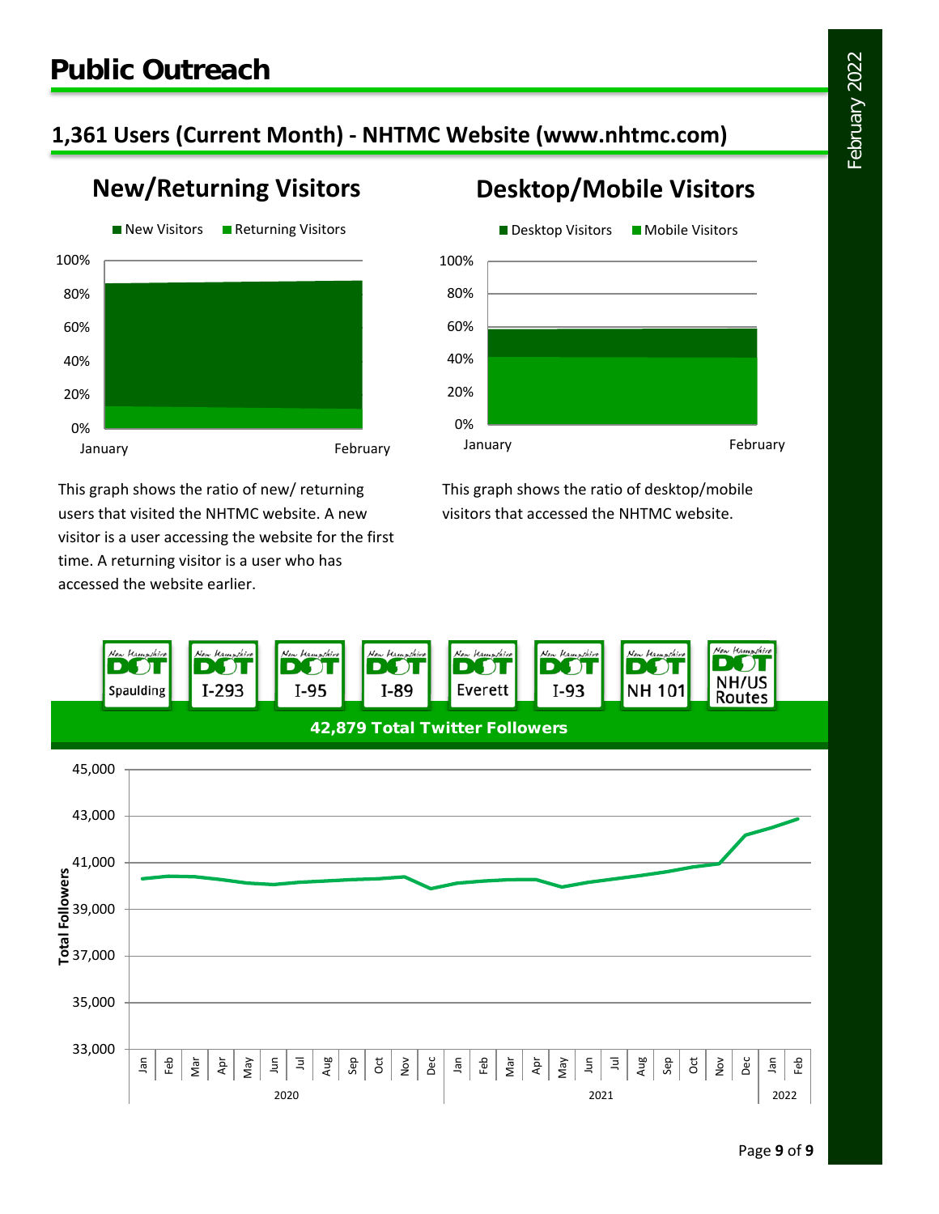# Public Outreach

## 1,361 Users (Current Month) - NHTMC Website (www.nhtmc.com)

### New/Returning Visitors

New Visitors
Returning Visitors

100%
80%
60%
40%
20%
0%

January
February

This graph shows the ratio of new/ returning users that visited the NHTMC website. A new visitor is a user accessing the website for the first time. A returning visitor is a user who has accessed the website earlier.

### Desktop/Mobile Visitors

Desktop Visitors
Mobile Visitors

100%
80%
60%
40%
20%
0%

January
February

This graph shows the ratio of desktop/mobile visitors that accessed the NHTMC website.

New Hampshire DOT Spaulding
New Hampshire DOT I-293
New Hampshire DOT I-95
New Hampshire DOT I-89
New Hampshire DOT Everett
New Hampshire DOT I-93
New Hampshire DOT NH 101
New Hampshire DOT NH/US Routes

**42,879 Total Twitter Followers**

Total Followers

45,000
43,000
41,000
39,000
37,000
35,000
33,000

Jan Feb Mar Apr May Jun Jul Aug Sep Oct Nov Dec
2020

Jan Feb Mar Apr May Jun Jul Aug Sep Oct Nov Dec
2021

Jan Feb
2022